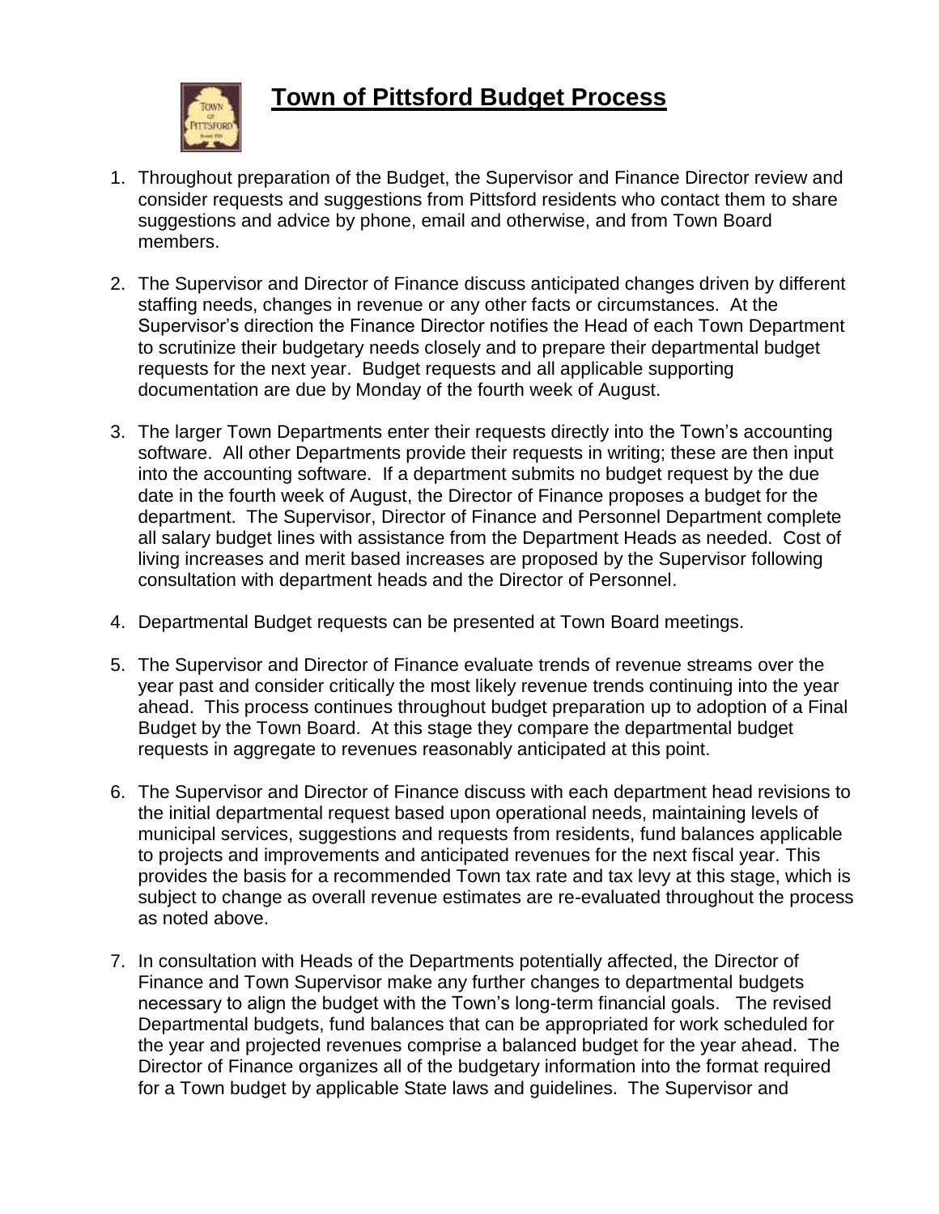# Town of Pittsford Budget Process

1. Throughout preparation of the Budget, the Supervisor and Finance Director review and consider requests and suggestions from Pittsford residents who contact them to share suggestions and advice by phone, email and otherwise, and from Town Board members.

2. The Supervisor and Director of Finance discuss anticipated changes driven by different staffing needs, changes in revenue or any other facts or circumstances. At the Supervisor's direction the Finance Director notifies the Head of each Town Department to scrutinize their budgetary needs closely and to prepare their departmental budget requests for the next year. Budget requests and all applicable supporting documentation are due by Monday of the fourth week of August.

3. The larger Town Departments enter their requests directly into the Town's accounting software. All other Departments provide their requests in writing; these are then input into the accounting software. If a department submits no budget request by the due date in the fourth week of August, the Director of Finance proposes a budget for the department. The Supervisor, Director of Finance and Personnel Department complete all salary budget lines with assistance from the Department Heads as needed. Cost of living increases and merit based increases are proposed by the Supervisor following consultation with department heads and the Director of Personnel.

4. Departmental Budget requests can be presented at Town Board meetings.

5. The Supervisor and Director of Finance evaluate trends of revenue streams over the year past and consider critically the most likely revenue trends continuing into the year ahead. This process continues throughout budget preparation up to adoption of a Final Budget by the Town Board. At this stage they compare the departmental budget requests in aggregate to revenues reasonably anticipated at this point.

6. The Supervisor and Director of Finance discuss with each department head revisions to the initial departmental request based upon operational needs, maintaining levels of municipal services, suggestions and requests from residents, fund balances applicable to projects and improvements and anticipated revenues for the next fiscal year. This provides the basis for a recommended Town tax rate and tax levy at this stage, which is subject to change as overall revenue estimates are re-evaluated throughout the process as noted above.

7. In consultation with Heads of the Departments potentially affected, the Director of Finance and Town Supervisor make any further changes to departmental budgets necessary to align the budget with the Town's long-term financial goals. The revised Departmental budgets, fund balances that can be appropriated for work scheduled for the year and projected revenues comprise a balanced budget for the year ahead. The Director of Finance organizes all of the budgetary information into the format required for a Town budget by applicable State laws and guidelines. The Supervisor and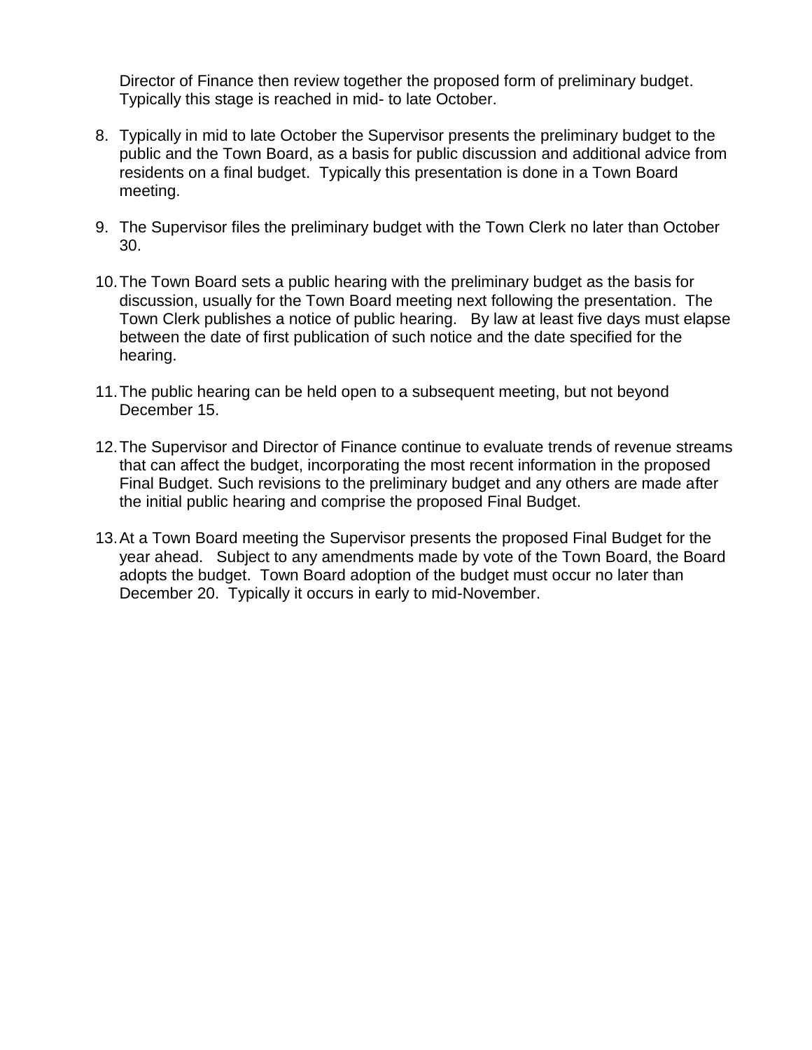Director of Finance then review together the proposed form of preliminary budget. Typically this stage is reached in mid- to late October.

8. Typically in mid to late October the Supervisor presents the preliminary budget to the public and the Town Board, as a basis for public discussion and additional advice from residents on a final budget. Typically this presentation is done in a Town Board meeting.

9. The Supervisor files the preliminary budget with the Town Clerk no later than October 30.

10. The Town Board sets a public hearing with the preliminary budget as the basis for discussion, usually for the Town Board meeting next following the presentation. The Town Clerk publishes a notice of public hearing. By law at least five days must elapse between the date of first publication of such notice and the date specified for the hearing.

11. The public hearing can be held open to a subsequent meeting, but not beyond December 15.

12. The Supervisor and Director of Finance continue to evaluate trends of revenue streams that can affect the budget, incorporating the most recent information in the proposed Final Budget. Such revisions to the preliminary budget and any others are made after the initial public hearing and comprise the proposed Final Budget.

13. At a Town Board meeting the Supervisor presents the proposed Final Budget for the year ahead. Subject to any amendments made by vote of the Town Board, the Board adopts the budget. Town Board adoption of the budget must occur no later than December 20. Typically it occurs in early to mid-November.